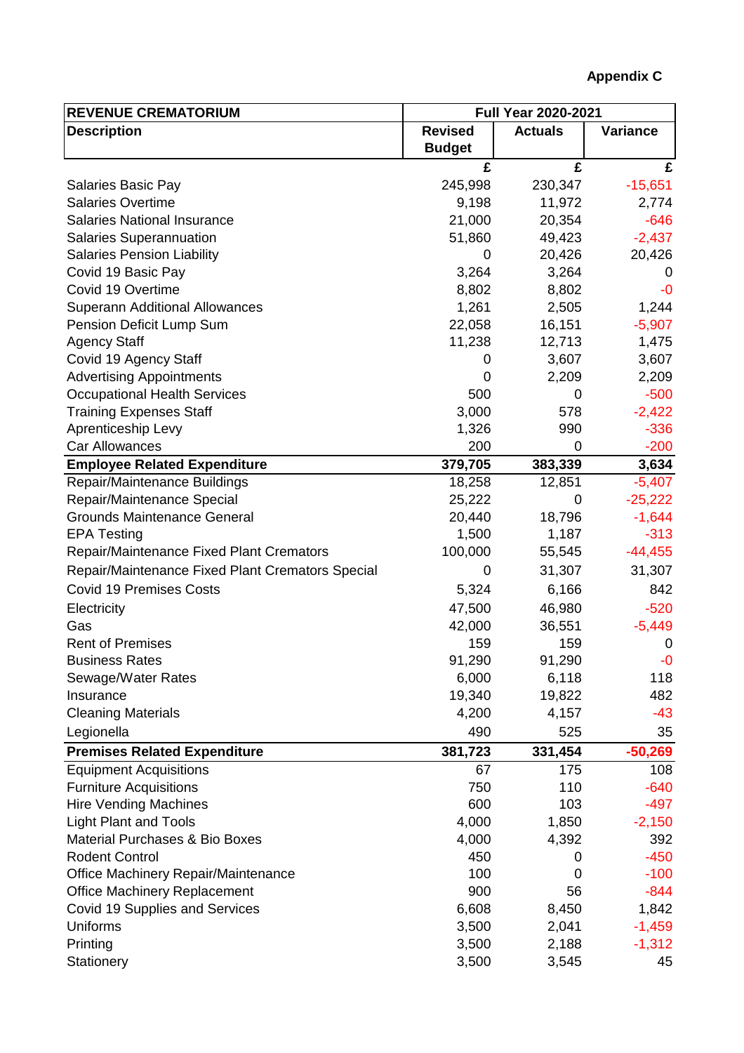**Appendix C**

| REVENUE CREMATORIUM | Full Year 2020-2021 | | |
|---|---|---|---|
| **Description** | **Revised Budget** | **Actuals** | **Variance** |
| | £ | £ | £ |
| Salaries Basic Pay | 245,998 | 230,347 | -15,651 |
| Salaries Overtime | 9,198 | 11,972 | 2,774 |
| Salaries National Insurance | 21,000 | 20,354 | -646 |
| Salaries Superannuation | 51,860 | 49,423 | -2,437 |
| Salaries Pension Liability | 0 | 20,426 | 20,426 |
| Covid 19 Basic Pay | 3,264 | 3,264 | 0 |
| Covid 19 Overtime | 8,802 | 8,802 | -0 |
| Superann Additional Allowances | 1,261 | 2,505 | 1,244 |
| Pension Deficit Lump Sum | 22,058 | 16,151 | -5,907 |
| Agency Staff | 11,238 | 12,713 | 1,475 |
| Covid 19 Agency Staff | 0 | 3,607 | 3,607 |
| Advertising Appointments | 0 | 2,209 | 2,209 |
| Occupational Health Services | 500 | 0 | -500 |
| Training Expenses Staff | 3,000 | 578 | -2,422 |
| Aprenticeship Levy | 1,326 | 990 | -336 |
| Car Allowances | 200 | 0 | -200 |
| **Employee Related Expenditure** | **379,705** | **383,339** | **3,634** |
| Repair/Maintenance Buildings | 18,258 | 12,851 | -5,407 |
| Repair/Maintenance Special | 25,222 | 0 | -25,222 |
| Grounds Maintenance General | 20,440 | 18,796 | -1,644 |
| EPA Testing | 1,500 | 1,187 | -313 |
| Repair/Maintenance Fixed Plant Cremators | 100,000 | 55,545 | -44,455 |
| Repair/Maintenance Fixed Plant Cremators Special | 0 | 31,307 | 31,307 |
| Covid 19 Premises Costs | 5,324 | 6,166 | 842 |
| Electricity | 47,500 | 46,980 | -520 |
| Gas | 42,000 | 36,551 | -5,449 |
| Rent of Premises | 159 | 159 | 0 |
| Business Rates | 91,290 | 91,290 | -0 |
| Sewage/Water Rates | 6,000 | 6,118 | 118 |
| Insurance | 19,340 | 19,822 | 482 |
| Cleaning Materials | 4,200 | 4,157 | -43 |
| Legionella | 490 | 525 | 35 |
| **Premises Related Expenditure** | **381,723** | **331,454** | **-50,269** |
| Equipment Acquisitions | 67 | 175 | 108 |
| Furniture Acquisitions | 750 | 110 | -640 |
| Hire Vending Machines | 600 | 103 | -497 |
| Light Plant and Tools | 4,000 | 1,850 | -2,150 |
| Material Purchases & Bio Boxes | 4,000 | 4,392 | 392 |
| Rodent Control | 450 | 0 | -450 |
| Office Machinery Repair/Maintenance | 100 | 0 | -100 |
| Office Machinery Replacement | 900 | 56 | -844 |
| Covid 19 Supplies and Services | 6,608 | 8,450 | 1,842 |
| Uniforms | 3,500 | 2,041 | -1,459 |
| Printing | 3,500 | 2,188 | -1,312 |
| Stationery | 3,500 | 3,545 | 45 |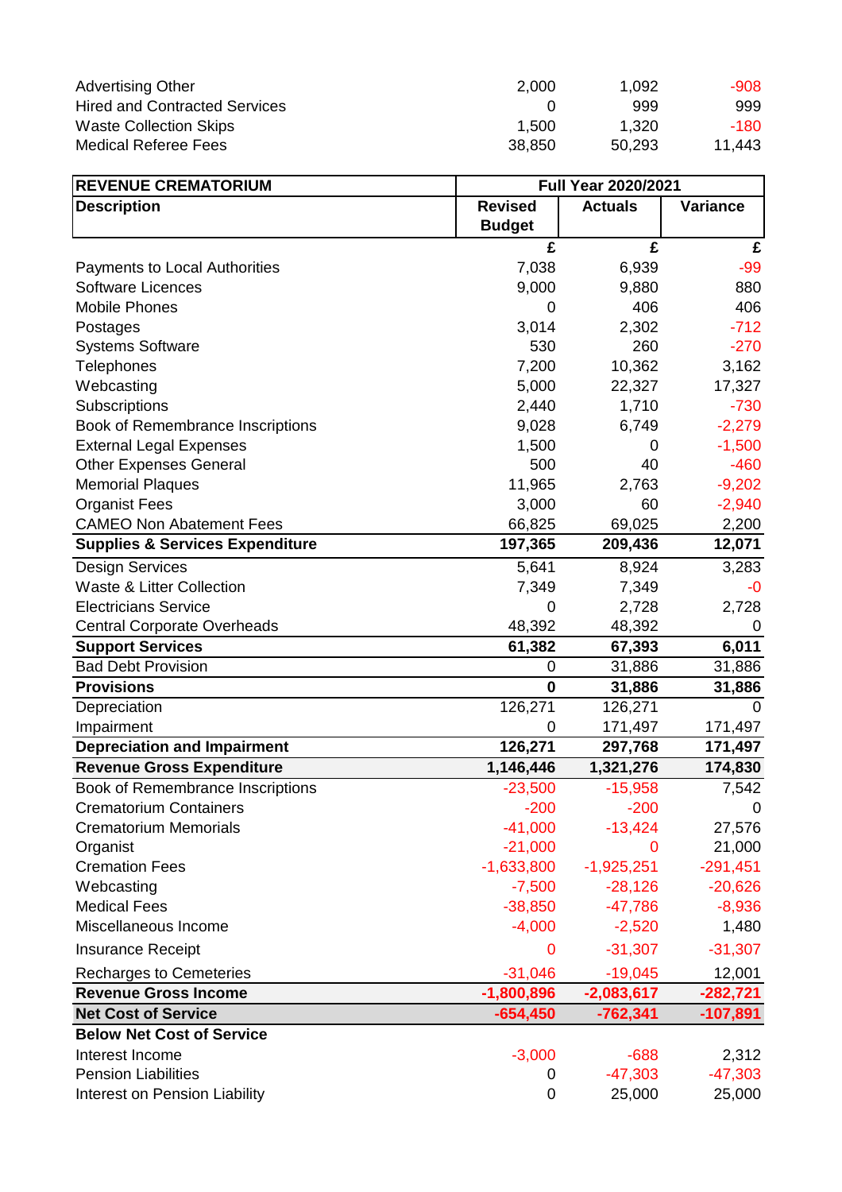| | | | |
|---|---|---|---|
| Advertising Other | 2,000 | 1,092 | -908 |
| Hired and Contracted Services | 0 | 999 | 999 |
| Waste Collection Skips | 1,500 | 1,320 | -180 |
| Medical Referee Fees | 38,850 | 50,293 | 11,443 |

| **REVENUE CREMATORIUM** | **Full Year 2020/2021** | | |
|---|---|---|---|
| **Description** | **Revised Budget** | **Actuals** | **Variance** |
| | **£** | **£** | **£** |
| Payments to Local Authorities | 7,038 | 6,939 | -99 |
| Software Licences | 9,000 | 9,880 | 880 |
| Mobile Phones | 0 | 406 | 406 |
| Postages | 3,014 | 2,302 | -712 |
| Systems Software | 530 | 260 | -270 |
| Telephones | 7,200 | 10,362 | 3,162 |
| Webcasting | 5,000 | 22,327 | 17,327 |
| Subscriptions | 2,440 | 1,710 | -730 |
| Book of Remembrance Inscriptions | 9,028 | 6,749 | -2,279 |
| External Legal Expenses | 1,500 | 0 | -1,500 |
| Other Expenses General | 500 | 40 | -460 |
| Memorial Plaques | 11,965 | 2,763 | -9,202 |
| Organist Fees | 3,000 | 60 | -2,940 |
| CAMEO Non Abatement Fees | 66,825 | 69,025 | 2,200 |
| **Supplies & Services Expenditure** | **197,365** | **209,436** | **12,071** |
| Design Services | 5,641 | 8,924 | 3,283 |
| Waste & Litter Collection | 7,349 | 7,349 | -0 |
| Electricians Service | 0 | 2,728 | 2,728 |
| Central Corporate Overheads | 48,392 | 48,392 | 0 |
| **Support Services** | **61,382** | **67,393** | **6,011** |
| Bad Debt Provision | 0 | 31,886 | 31,886 |
| **Provisions** | **0** | **31,886** | **31,886** |
| Depreciation | 126,271 | 126,271 | 0 |
| Impairment | 0 | 171,497 | 171,497 |
| **Depreciation and Impairment** | **126,271** | **297,768** | **171,497** |
| **Revenue Gross Expenditure** | **1,146,446** | **1,321,276** | **174,830** |
| Book of Remembrance Inscriptions | -23,500 | -15,958 | 7,542 |
| Crematorium Containers | -200 | -200 | 0 |
| Crematorium Memorials | -41,000 | -13,424 | 27,576 |
| Organist | -21,000 | 0 | 21,000 |
| Cremation Fees | -1,633,800 | -1,925,251 | -291,451 |
| Webcasting | -7,500 | -28,126 | -20,626 |
| Medical Fees | -38,850 | -47,786 | -8,936 |
| Miscellaneous Income | -4,000 | -2,520 | 1,480 |
| Insurance Receipt | 0 | -31,307 | -31,307 |
| Recharges to Cemeteries | -31,046 | -19,045 | 12,001 |
| **Revenue Gross Income** | **-1,800,896** | **-2,083,617** | **-282,721** |
| **Net Cost of Service** | **-654,450** | **-762,341** | **-107,891** |
| **Below Net Cost of Service** | | | |
| Interest Income | -3,000 | -688 | 2,312 |
| Pension Liabilities | 0 | -47,303 | -47,303 |
| Interest on Pension Liability | 0 | 25,000 | 25,000 |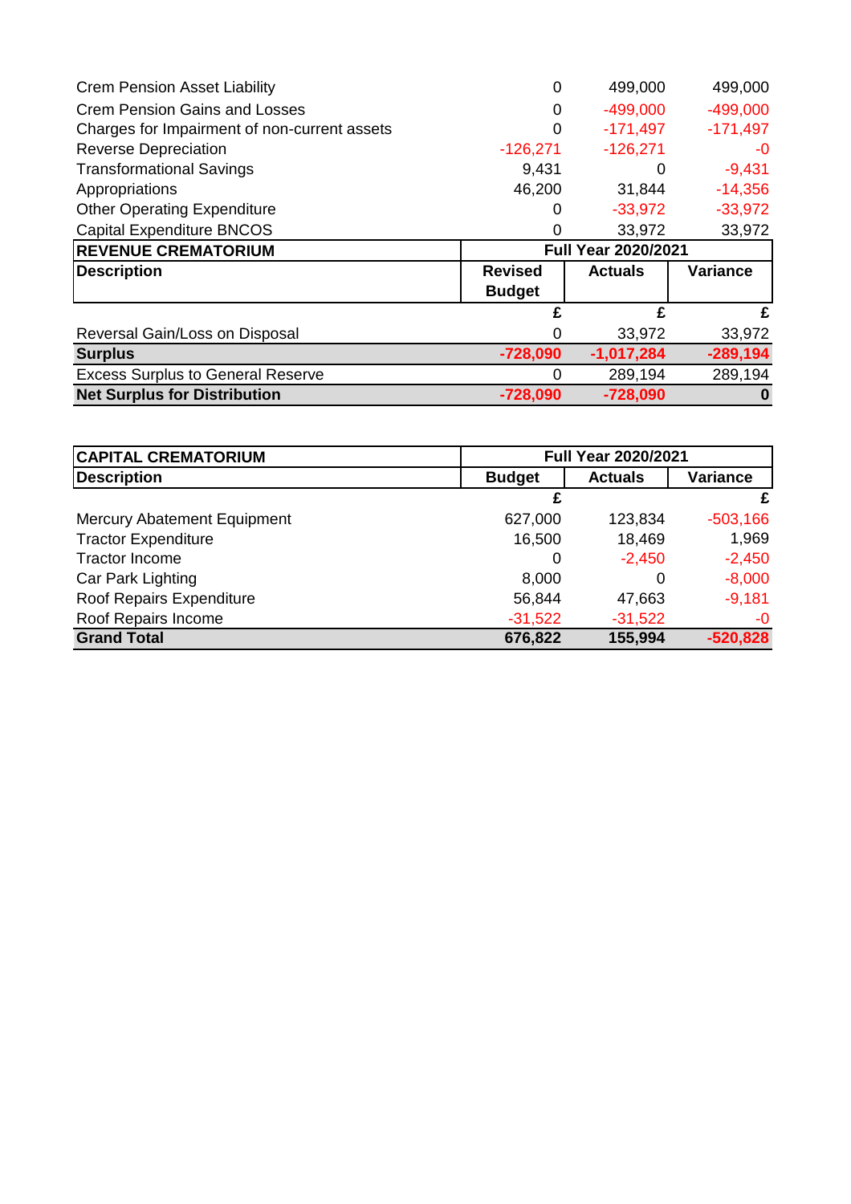| | | | |
|---|---|---|---|
| Crem Pension Asset Liability | 0 | 499,000 | 499,000 |
| Crem Pension Gains and Losses | 0 | -499,000 | -499,000 |
| Charges for Impairment of non-current assets | 0 | -171,497 | -171,497 |
| Reverse Depreciation | -126,271 | -126,271 | -0 |
| Transformational Savings | 9,431 | 0 | -9,431 |
| Appropriations | 46,200 | 31,844 | -14,356 |
| Other Operating Expenditure | 0 | -33,972 | -33,972 |
| Capital Expenditure BNCOS | 0 | 33,972 | 33,972 |

| **REVENUE CREMATORIUM** | **Full Year 2020/2021** | | |
|---|---|---|---|
| **Description** | **Revised Budget** | **Actuals** | **Variance** |
| | **£** | **£** | **£** |
| Reversal Gain/Loss on Disposal | 0 | 33,972 | 33,972 |
| **Surplus** | **-728,090** | **-1,017,284** | **-289,194** |
| Excess Surplus to General Reserve | 0 | 289,194 | 289,194 |
| **Net Surplus for Distribution** | **-728,090** | **-728,090** | **0** |

| **CAPITAL CREMATORIUM** | **Full Year 2020/2021** | | |
|---|---|---|---|
| **Description** | **Budget** | **Actuals** | **Variance** |
| | **£** | | **£** |
| Mercury Abatement Equipment | 627,000 | 123,834 | -503,166 |
| Tractor Expenditure | 16,500 | 18,469 | 1,969 |
| Tractor Income | 0 | -2,450 | -2,450 |
| Car Park Lighting | 8,000 | 0 | -8,000 |
| Roof Repairs Expenditure | 56,844 | 47,663 | -9,181 |
| Roof Repairs Income | -31,522 | -31,522 | -0 |
| **Grand Total** | **676,822** | **155,994** | **-520,828** |